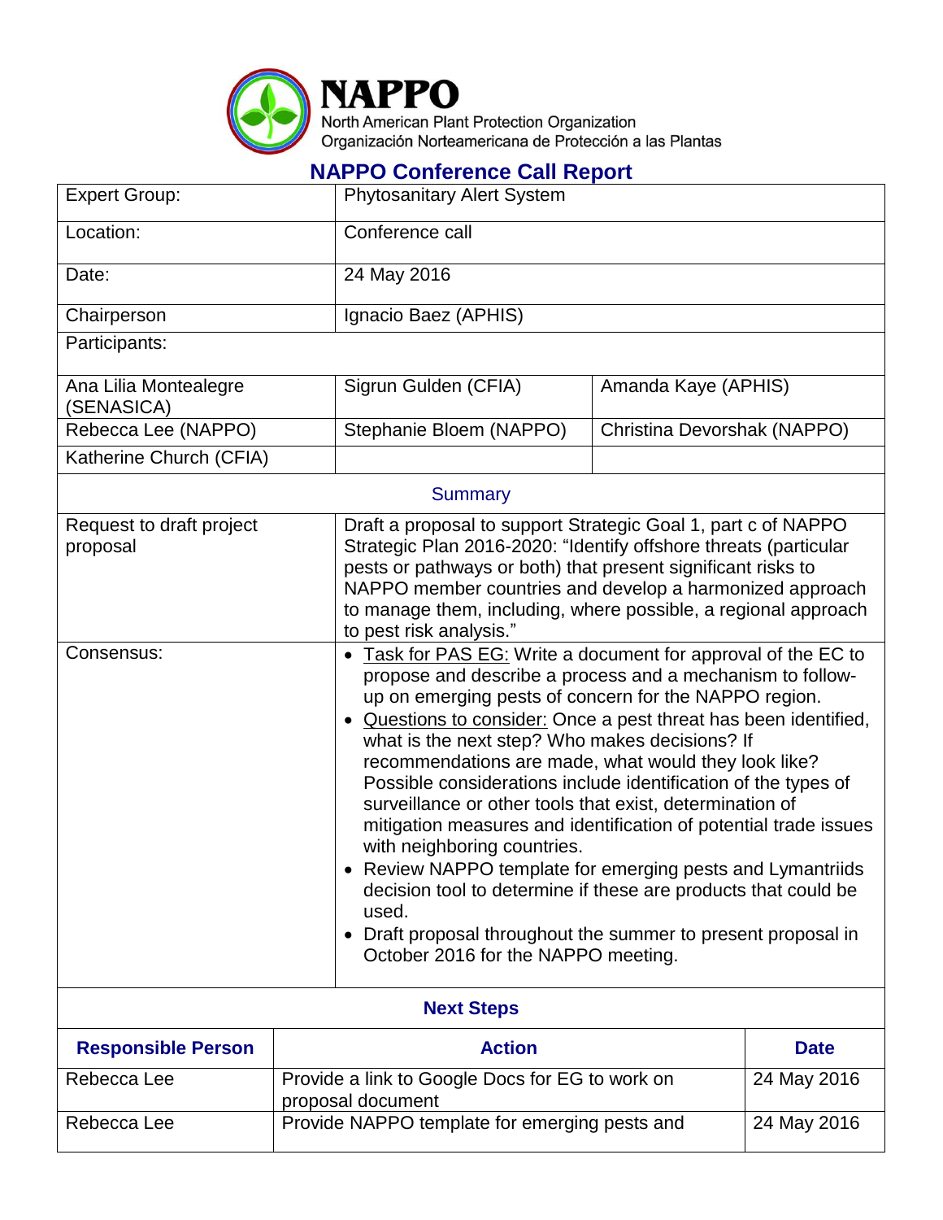**NAPPO**
North American Plant Protection Organization
Organización Norteamericana de Protección a las Plantas

## NAPPO Conference Call Report

| | | |
|---|---|---|
| Expert Group: | Phytosanitary Alert System | |
| Location: | Conference call | |
| Date: | 24 May 2016 | |
| Chairperson | Ignacio Baez (APHIS) | |
| Participants: | | |
| Ana Lilia Montealegre (SENASICA) | Sigrun Gulden (CFIA) | Amanda Kaye (APHIS) |
| Rebecca Lee (NAPPO) | Stephanie Bloem (NAPPO) | Christina Devorshak (NAPPO) |
| Katherine Church (CFIA) | | |

### Summary

| | |
|---|---|
| Request to draft project proposal | Draft a proposal to support Strategic Goal 1, part c of NAPPO Strategic Plan 2016-2020: "Identify offshore threats (particular pests or pathways or both) that present significant risks to NAPPO member countries and develop a harmonized approach to manage them, including, where possible, a regional approach to pest risk analysis." |
| Consensus: | • Task for PAS EG: Write a document for approval of the EC to propose and describe a process and a mechanism to follow-up on emerging pests of concern for the NAPPO region.<br>• Questions to consider: Once a pest threat has been identified, what is the next step? Who makes decisions? If recommendations are made, what would they look like? Possible considerations include identification of the types of surveillance or other tools that exist, determination of mitigation measures and identification of potential trade issues with neighboring countries.<br>• Review NAPPO template for emerging pests and Lymantriids decision tool to determine if these are products that could be used.<br>• Draft proposal throughout the summer to present proposal in October 2016 for the NAPPO meeting. |

### Next Steps

| Responsible Person | Action | Date |
|---|---|---|
| Rebecca Lee | Provide a link to Google Docs for EG to work on proposal document | 24 May 2016 |
| Rebecca Lee | Provide NAPPO template for emerging pests and | 24 May 2016 |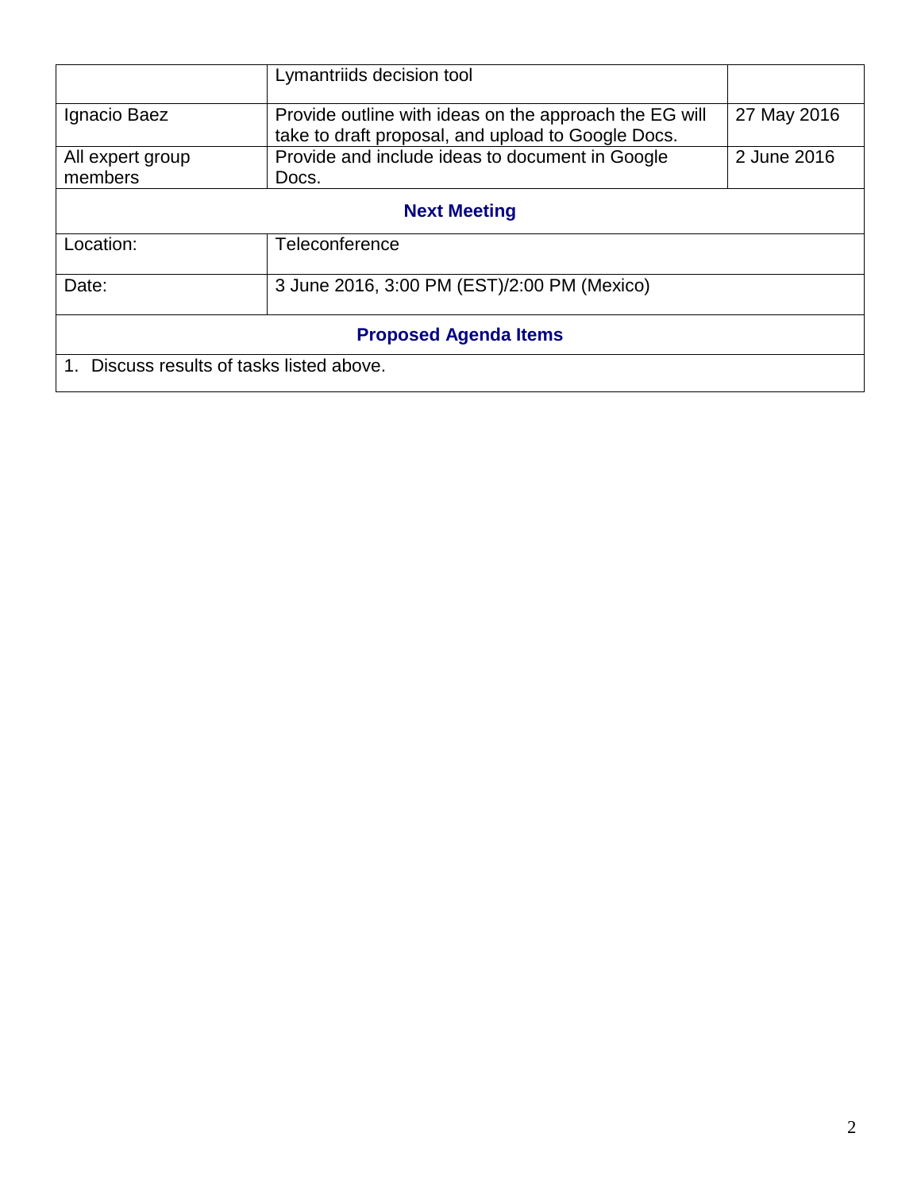| | | |
|---|---|---|
| | Lymantriids decision tool | |
| Ignacio Baez | Provide outline with ideas on the approach the EG will take to draft proposal, and upload to Google Docs. | 27 May 2016 |
| All expert group members | Provide and include ideas to document in Google Docs. | 2 June 2016 |

**Next Meeting**

| | |
|---|---|
| Location: | Teleconference |
| Date: | 3 June 2016, 3:00 PM (EST)/2:00 PM (Mexico) |

**Proposed Agenda Items**

1. Discuss results of tasks listed above.